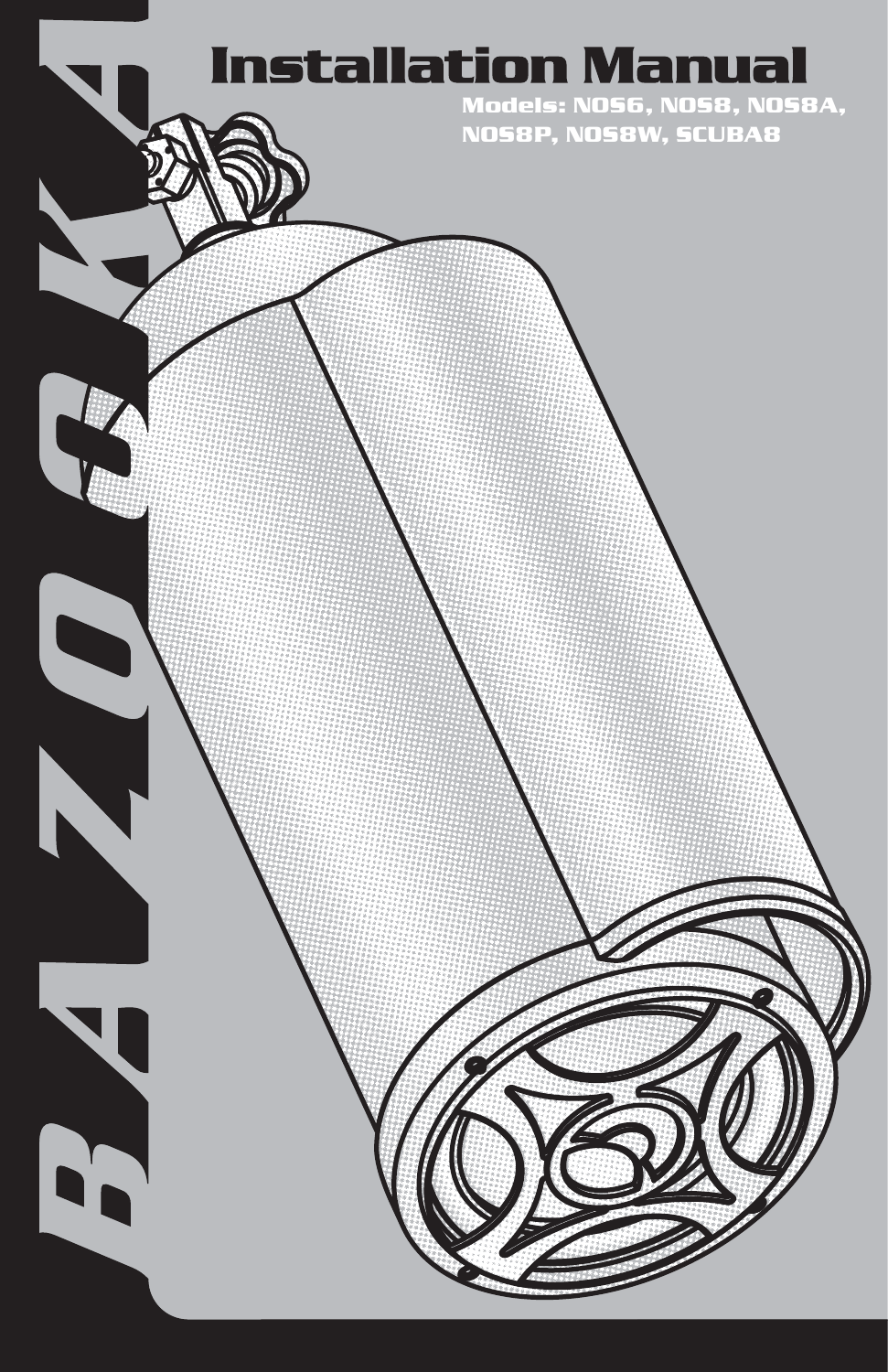# BAZOOKA

# Installation Manual

**Models: NOS6, NOS8, NOS8A, NOS8P, NOS8W, SCUBA8**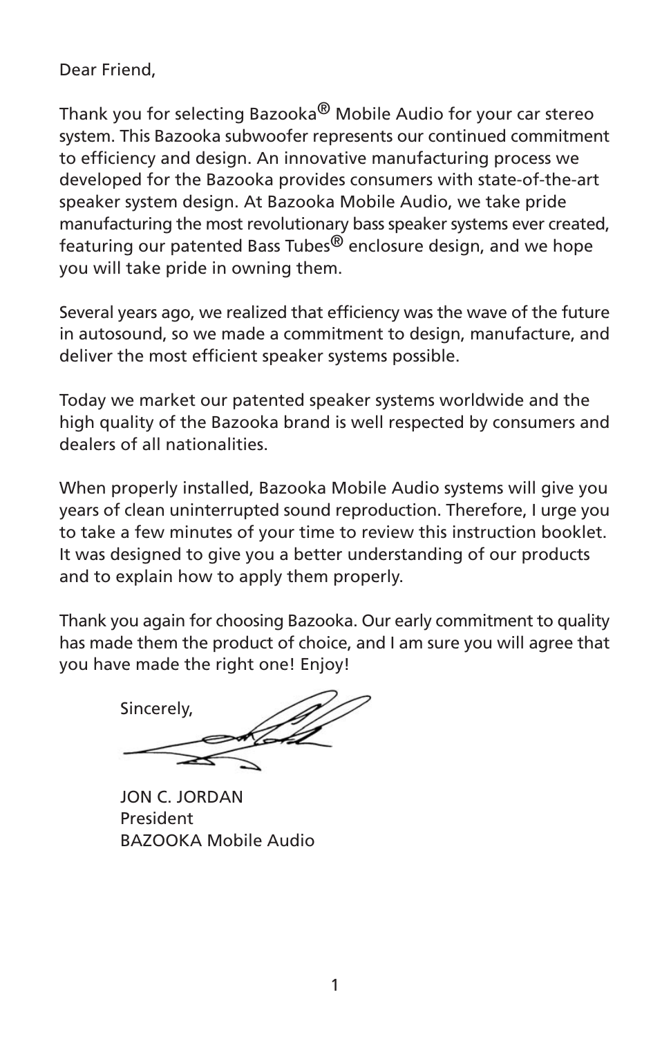Dear Friend,

Thank you for selecting Bazooka® Mobile Audio for your car stereo system. This Bazooka subwoofer represents our continued commitment to efficiency and design. An innovative manufacturing process we developed for the Bazooka provides consumers with state-of-the-art speaker system design. At Bazooka Mobile Audio, we take pride manufacturing the most revolutionary bass speaker systems ever created, featuring our patented Bass Tubes® enclosure design, and we hope you will take pride in owning them.

Several years ago, we realized that efficiency was the wave of the future in autosound, so we made a commitment to design, manufacture, and deliver the most efficient speaker systems possible.

Today we market our patented speaker systems worldwide and the high quality of the Bazooka brand is well respected by consumers and dealers of all nationalities.

When properly installed, Bazooka Mobile Audio systems will give you years of clean uninterrupted sound reproduction. Therefore, I urge you to take a few minutes of your time to review this instruction booklet. It was designed to give you a better understanding of our products and to explain how to apply them properly.

Thank you again for choosing Bazooka. Our early commitment to quality has made them the product of choice, and I am sure you will agree that you have made the right one! Enjoy!

Sincerely,

JON C. JORDAN
President
BAZOOKA Mobile Audio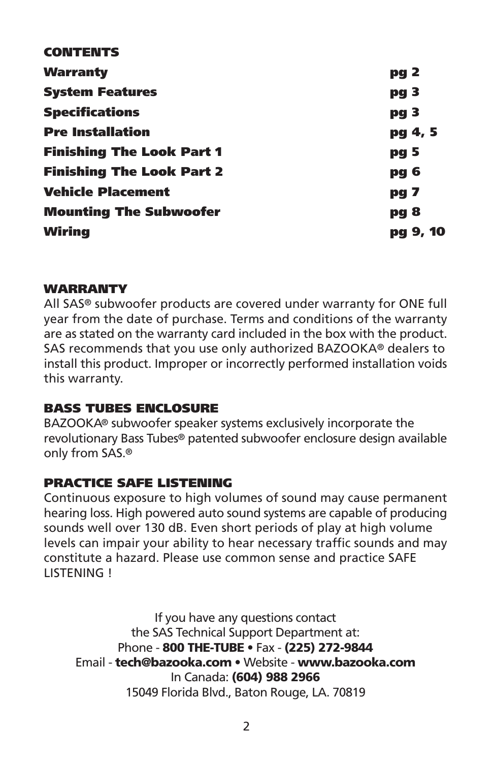## CONTENTS

| Section | Page |
|---|---|
| **Warranty** | **pg 2** |
| **System Features** | **pg 3** |
| **Specifications** | **pg 3** |
| **Pre Installation** | **pg 4, 5** |
| **Finishing The Look Part 1** | **pg 5** |
| **Finishing The Look Part 2** | **pg 6** |
| **Vehicle Placement** | **pg 7** |
| **Mounting The Subwoofer** | **pg 8** |
| **Wiring** | **pg 9, 10** |

## WARRANTY

All SAS® subwoofer products are covered under warranty for ONE full year from the date of purchase. Terms and conditions of the warranty are as stated on the warranty card included in the box with the product. SAS recommends that you use only authorized BAZOOKA® dealers to install this product. Improper or incorrectly performed installation voids this warranty.

## BASS TUBES ENCLOSURE

BAZOOKA® subwoofer speaker systems exclusively incorporate the revolutionary Bass Tubes® patented subwoofer enclosure design available only from SAS.®

## PRACTICE SAFE LISTENING

Continuous exposure to high volumes of sound may cause permanent hearing loss. High powered auto sound systems are capable of producing sounds well over 130 dB. Even short periods of play at high volume levels can impair your ability to hear necessary traffic sounds and may constitute a hazard. Please use common sense and practice SAFE LISTENING !

If you have any questions contact
the SAS Technical Support Department at:
Phone - **800 THE-TUBE** • Fax - **(225) 272-9844**
Email - **tech@bazooka.com** • Website - **www.bazooka.com**
In Canada: **(604) 988 2966**
15049 Florida Blvd., Baton Rouge, LA. 70819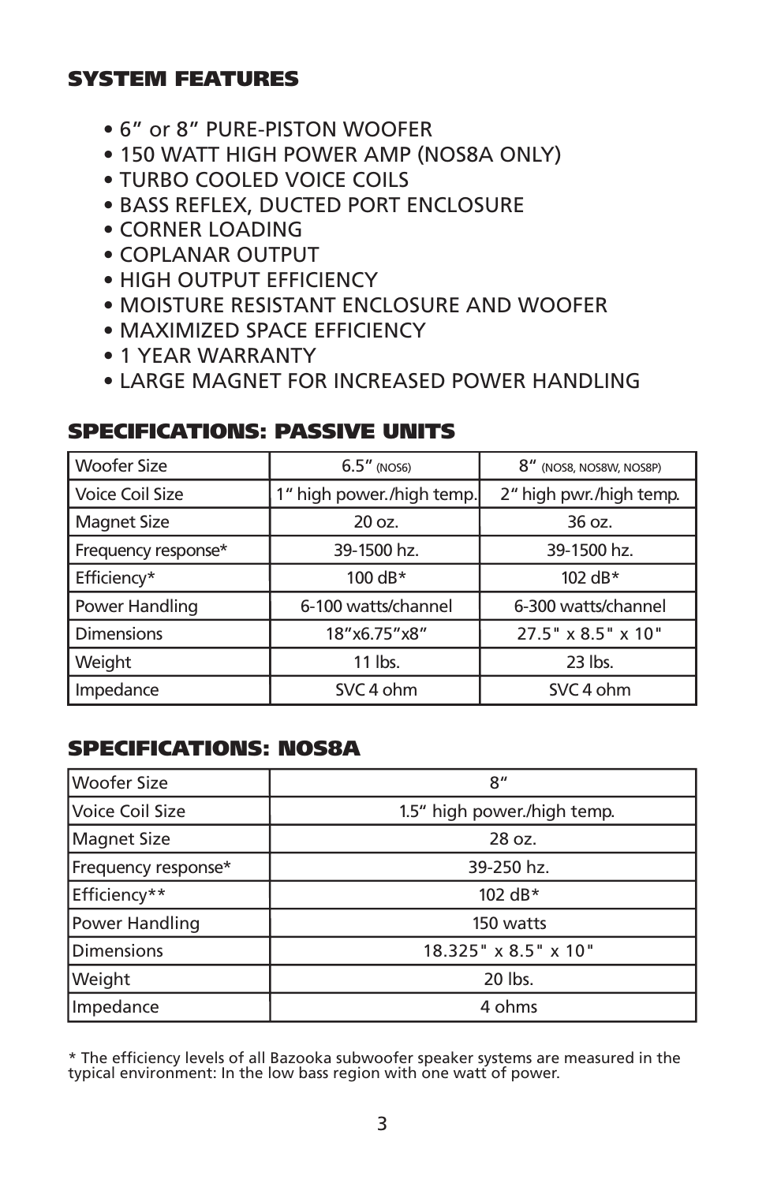## SYSTEM FEATURES

- 6" or 8" PURE-PISTON WOOFER
- 150 WATT HIGH POWER AMP (NOS8A ONLY)
- TURBO COOLED VOICE COILS
- BASS REFLEX, DUCTED PORT ENCLOSURE
- CORNER LOADING
- COPLANAR OUTPUT
- HIGH OUTPUT EFFICIENCY
- MOISTURE RESISTANT ENCLOSURE AND WOOFER
- MAXIMIZED SPACE EFFICIENCY
- 1 YEAR WARRANTY
- LARGE MAGNET FOR INCREASED POWER HANDLING

## SPECIFICATIONS: PASSIVE UNITS

| Woofer Size | 6.5" (NOS6) | 8" (NOS8, NOS8W, NOS8P) |
|---|---|---|
| Voice Coil Size | 1" high power./high temp. | 2" high pwr./high temp. |
| Magnet Size | 20 oz. | 36 oz. |
| Frequency response* | 39-1500 hz. | 39-1500 hz. |
| Efficiency* | 100 dB* | 102 dB* |
| Power Handling | 6-100 watts/channel | 6-300 watts/channel |
| Dimensions | 18"x6.75"x8" | 27.5" x 8.5" x 10" |
| Weight | 11 lbs. | 23 lbs. |
| Impedance | SVC 4 ohm | SVC 4 ohm |

## SPECIFICATIONS: NOS8A

| Woofer Size | 8" |
|---|---|
| Voice Coil Size | 1.5" high power./high temp. |
| Magnet Size | 28 oz. |
| Frequency response* | 39-250 hz. |
| Efficiency** | 102 dB* |
| Power Handling | 150 watts |
| Dimensions | 18.325" x 8.5" x 10" |
| Weight | 20 lbs. |
| Impedance | 4 ohms |

* The efficiency levels of all Bazooka subwoofer speaker systems are measured in the typical environment: In the low bass region with one watt of power.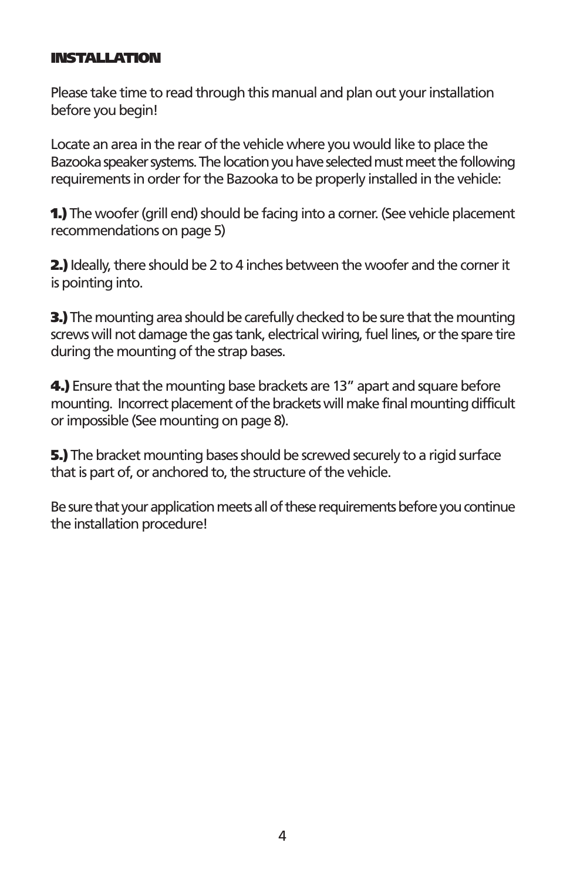## INSTALLATION

Please take time to read through this manual and plan out your installation before you begin!

Locate an area in the rear of the vehicle where you would like to place the Bazooka speaker systems. The location you have selected must meet the following requirements in order for the Bazooka to be properly installed in the vehicle:

**1.)** The woofer (grill end) should be facing into a corner. (See vehicle placement recommendations on page 5)

**2.)** Ideally, there should be 2 to 4 inches between the woofer and the corner it is pointing into.

**3.)** The mounting area should be carefully checked to be sure that the mounting screws will not damage the gas tank, electrical wiring, fuel lines, or the spare tire during the mounting of the strap bases.

**4.)** Ensure that the mounting base brackets are 13" apart and square before mounting. Incorrect placement of the brackets will make final mounting difficult or impossible (See mounting on page 8).

**5.)** The bracket mounting bases should be screwed securely to a rigid surface that is part of, or anchored to, the structure of the vehicle.

Be sure that your application meets all of these requirements before you continue the installation procedure!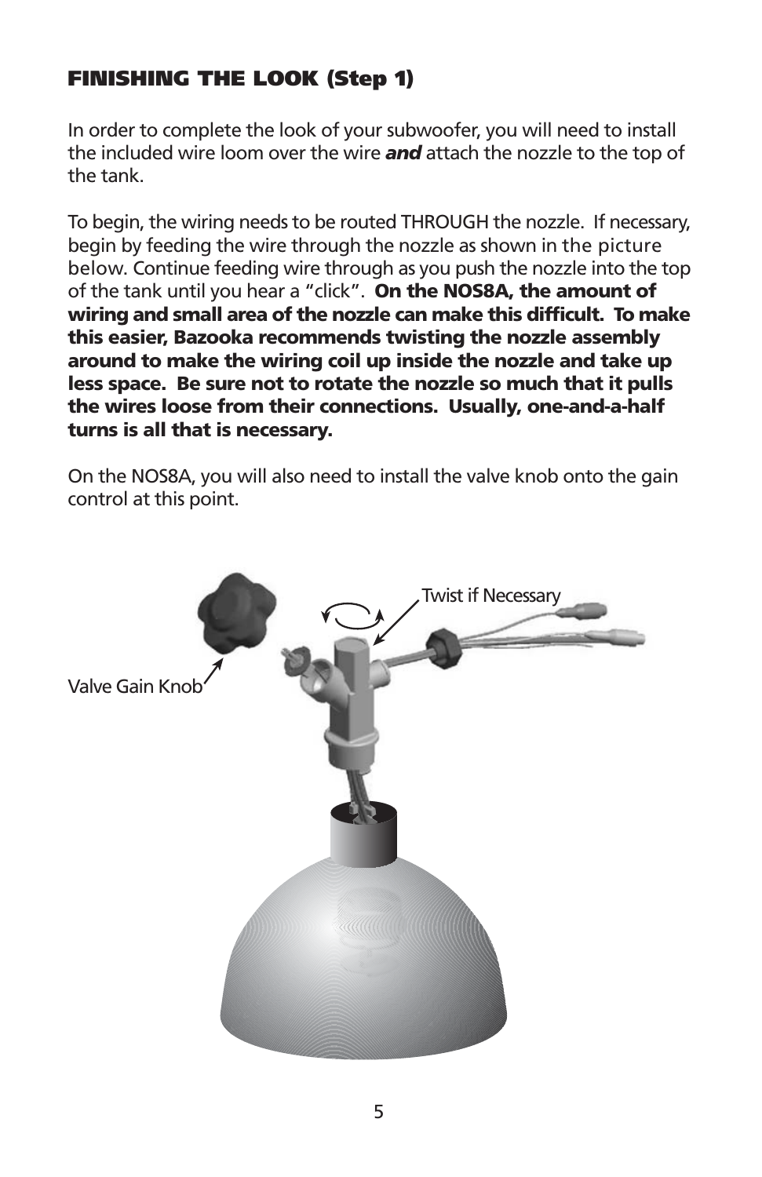## FINISHING THE LOOK (Step 1)

In order to complete the look of your subwoofer, you will need to install the included wire loom over the wire ***and*** attach the nozzle to the top of the tank.

To begin, the wiring needs to be routed THROUGH the nozzle. If necessary, begin by feeding the wire through the nozzle as shown in the picture below. Continue feeding wire through as you push the nozzle into the top of the tank until you hear a "click". **On the NOS8A, the amount of wiring and small area of the nozzle can make this difficult. To make this easier, Bazooka recommends twisting the nozzle assembly around to make the wiring coil up inside the nozzle and take up less space. Be sure not to rotate the nozzle so much that it pulls the wires loose from their connections. Usually, one-and-a-half turns is all that is necessary.**

On the NOS8A, you will also need to install the valve knob onto the gain control at this point.

Valve Gain Knob

Twist if Necessary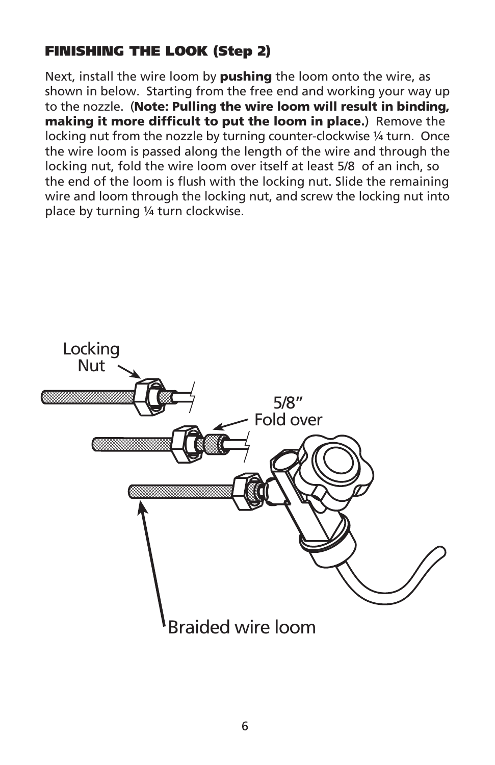#### FINISHING THE LOOK (Step 2)

Next, install the wire loom by **pushing** the loom onto the wire, as shown in below. Starting from the free end and working your way up to the nozzle. (**Note: Pulling the wire loom will result in binding, making it more difficult to put the loom in place.**) Remove the locking nut from the nozzle by turning counter-clockwise ¼ turn. Once the wire loom is passed along the length of the wire and through the locking nut, fold the wire loom over itself at least 5/8 of an inch, so the end of the loom is flush with the locking nut. Slide the remaining wire and loom through the locking nut, and screw the locking nut into place by turning ¼ turn clockwise.

Locking Nut

5/8" Fold over

Braided wire loom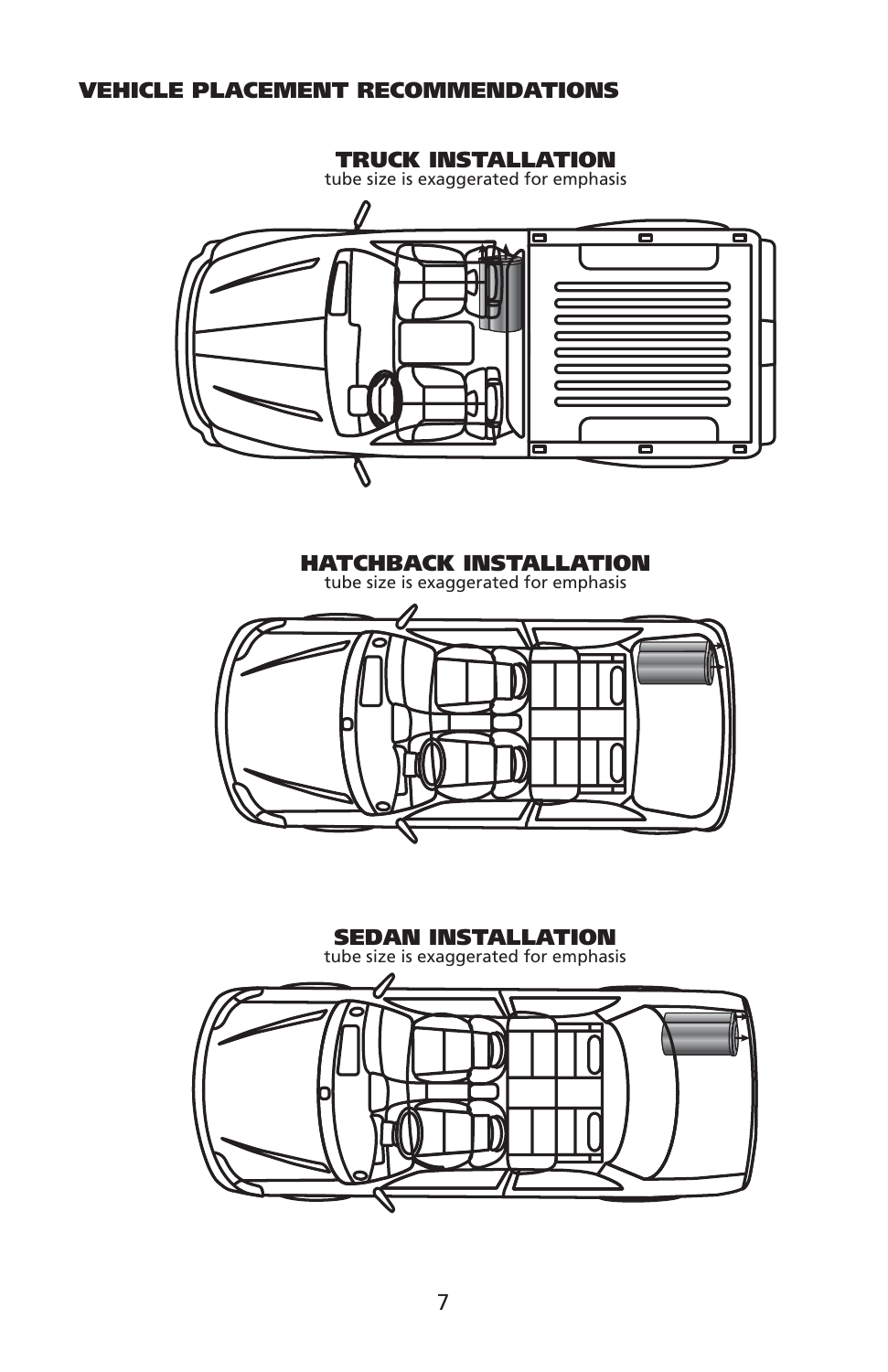## VEHICLE PLACEMENT RECOMMENDATIONS

### TRUCK INSTALLATION

tube size is exaggerated for emphasis

### HATCHBACK INSTALLATION

tube size is exaggerated for emphasis

### SEDAN INSTALLATION

tube size is exaggerated for emphasis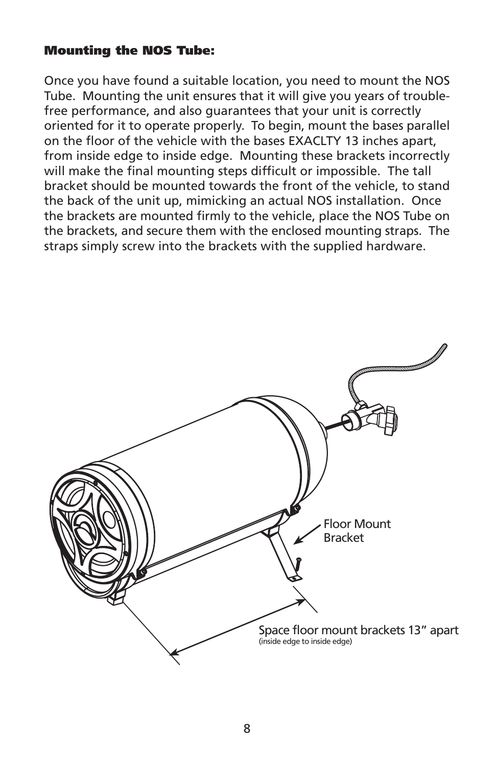#### Mounting the NOS Tube:

Once you have found a suitable location, you need to mount the NOS Tube. Mounting the unit ensures that it will give you years of trouble-free performance, and also guarantees that your unit is correctly oriented for it to operate properly. To begin, mount the bases parallel on the floor of the vehicle with the bases EXACLTY 13 inches apart, from inside edge to inside edge. Mounting these brackets incorrectly will make the final mounting steps difficult or impossible. The tall bracket should be mounted towards the front of the vehicle, to stand the back of the unit up, mimicking an actual NOS installation. Once the brackets are mounted firmly to the vehicle, place the NOS Tube on the brackets, and secure them with the enclosed mounting straps. The straps simply screw into the brackets with the supplied hardware.

Floor Mount Bracket

Space floor mount brackets 13" apart
(inside edge to inside edge)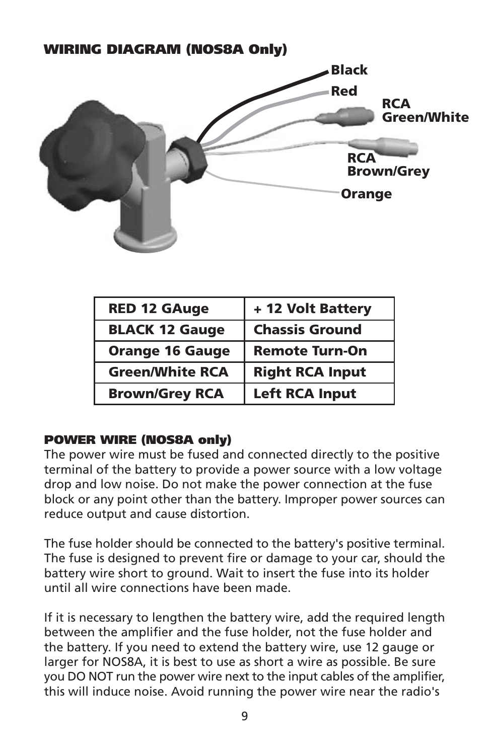## WIRING DIAGRAM (NOS8A Only)

Black
Red
RCA Green/White
RCA Brown/Grey
Orange

| RED 12 GAuge | + 12 Volt Battery |
|---|---|
| BLACK 12 Gauge | Chassis Ground |
| Orange 16 Gauge | Remote Turn-On |
| Green/White RCA | Right RCA Input |
| Brown/Grey RCA | Left RCA Input |

### POWER WIRE (NOS8A only)

The power wire must be fused and connected directly to the positive terminal of the battery to provide a power source with a low voltage drop and low noise. Do not make the power connection at the fuse block or any point other than the battery. Improper power sources can reduce output and cause distortion.

The fuse holder should be connected to the battery's positive terminal. The fuse is designed to prevent fire or damage to your car, should the battery wire short to ground. Wait to insert the fuse into its holder until all wire connections have been made.

If it is necessary to lengthen the battery wire, add the required length between the amplifier and the fuse holder, not the fuse holder and the battery. If you need to extend the battery wire, use 12 gauge or larger for NOS8A, it is best to use as short a wire as possible. Be sure you DO NOT run the power wire next to the input cables of the amplifier, this will induce noise. Avoid running the power wire near the radio's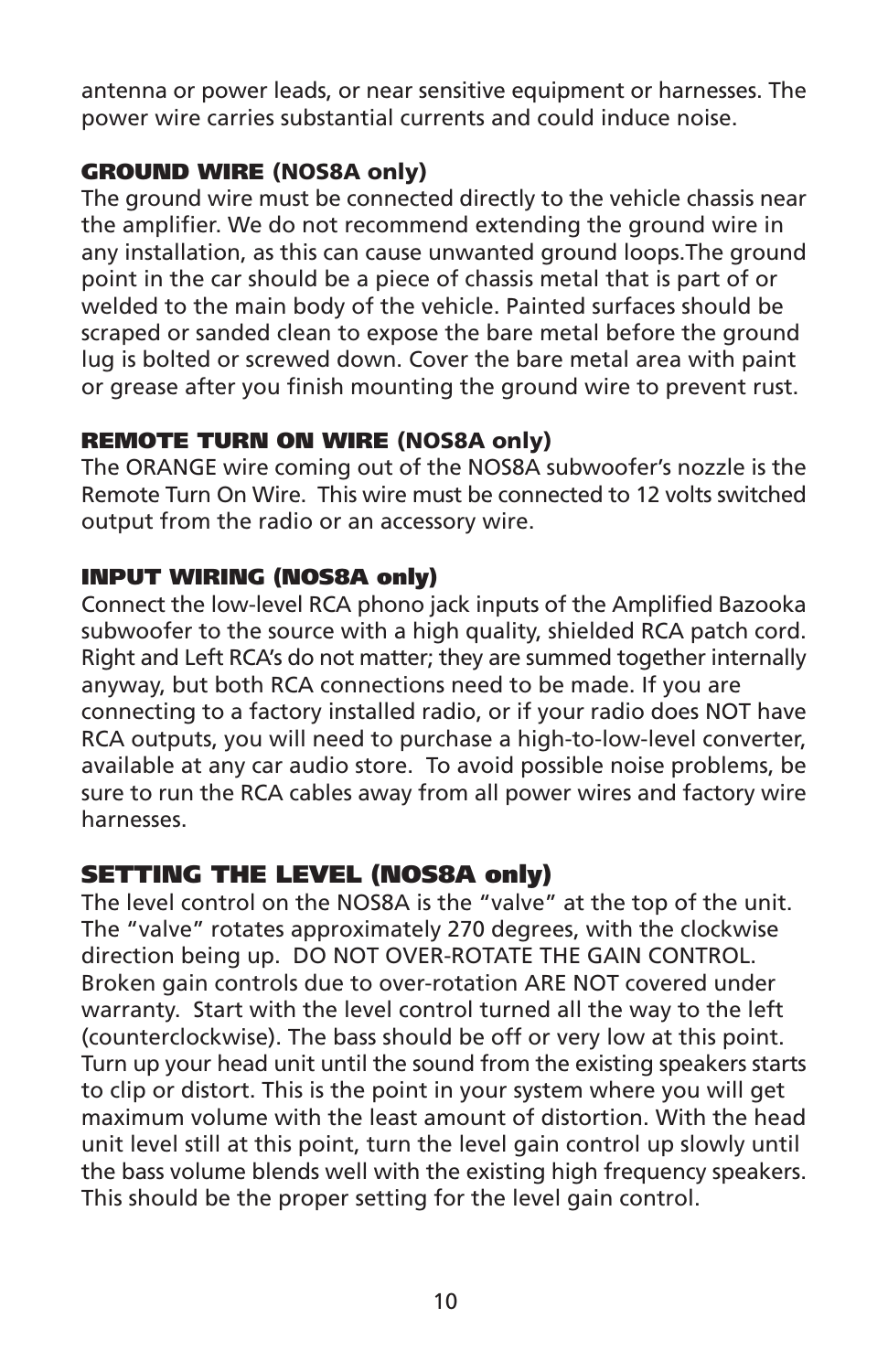antenna or power leads, or near sensitive equipment or harnesses. The power wire carries substantial currents and could induce noise.

### GROUND WIRE (NOS8A only)

The ground wire must be connected directly to the vehicle chassis near the amplifier. We do not recommend extending the ground wire in any installation, as this can cause unwanted ground loops.The ground point in the car should be a piece of chassis metal that is part of or welded to the main body of the vehicle. Painted surfaces should be scraped or sanded clean to expose the bare metal before the ground lug is bolted or screwed down. Cover the bare metal area with paint or grease after you finish mounting the ground wire to prevent rust.

### REMOTE TURN ON WIRE (NOS8A only)

The ORANGE wire coming out of the NOS8A subwoofer's nozzle is the Remote Turn On Wire. This wire must be connected to 12 volts switched output from the radio or an accessory wire.

### INPUT WIRING (NOS8A only)

Connect the low-level RCA phono jack inputs of the Amplified Bazooka subwoofer to the source with a high quality, shielded RCA patch cord. Right and Left RCA's do not matter; they are summed together internally anyway, but both RCA connections need to be made. If you are connecting to a factory installed radio, or if your radio does NOT have RCA outputs, you will need to purchase a high-to-low-level converter, available at any car audio store. To avoid possible noise problems, be sure to run the RCA cables away from all power wires and factory wire harnesses.

## SETTING THE LEVEL (NOS8A only)

The level control on the NOS8A is the "valve" at the top of the unit. The "valve" rotates approximately 270 degrees, with the clockwise direction being up. DO NOT OVER-ROTATE THE GAIN CONTROL. Broken gain controls due to over-rotation ARE NOT covered under warranty. Start with the level control turned all the way to the left (counterclockwise). The bass should be off or very low at this point. Turn up your head unit until the sound from the existing speakers starts to clip or distort. This is the point in your system where you will get maximum volume with the least amount of distortion. With the head unit level still at this point, turn the level gain control up slowly until the bass volume blends well with the existing high frequency speakers. This should be the proper setting for the level gain control.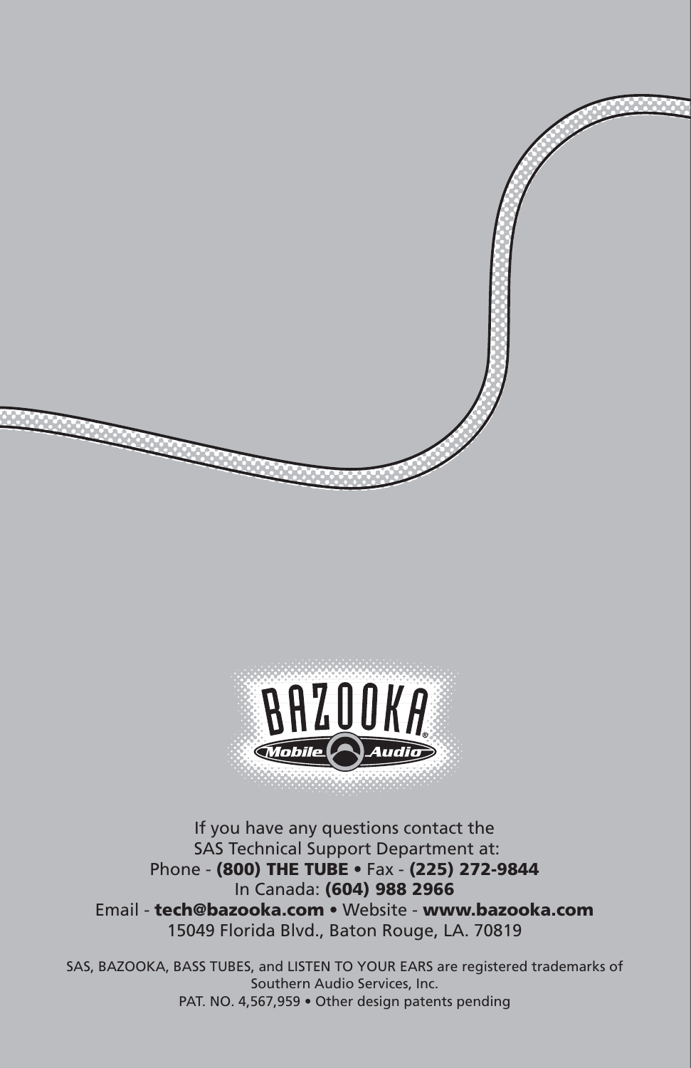If you have any questions contact the
SAS Technical Support Department at:
Phone - **(800) THE TUBE** • Fax - **(225) 272-9844**
In Canada: **(604) 988 2966**
Email - **tech@bazooka.com** • Website - **www.bazooka.com**
15049 Florida Blvd., Baton Rouge, LA. 70819

SAS, BAZOOKA, BASS TUBES, and LISTEN TO YOUR EARS are registered trademarks of Southern Audio Services, Inc.
PAT. NO. 4,567,959 • Other design patents pending